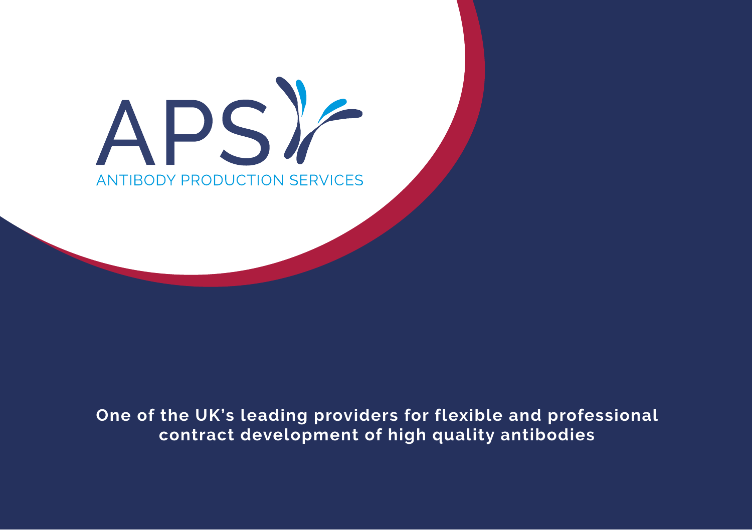# APS

ANTIBODY PRODUCTION SERVICES

**One of the UK's leading providers for flexible and professional contract development of high quality antibodies**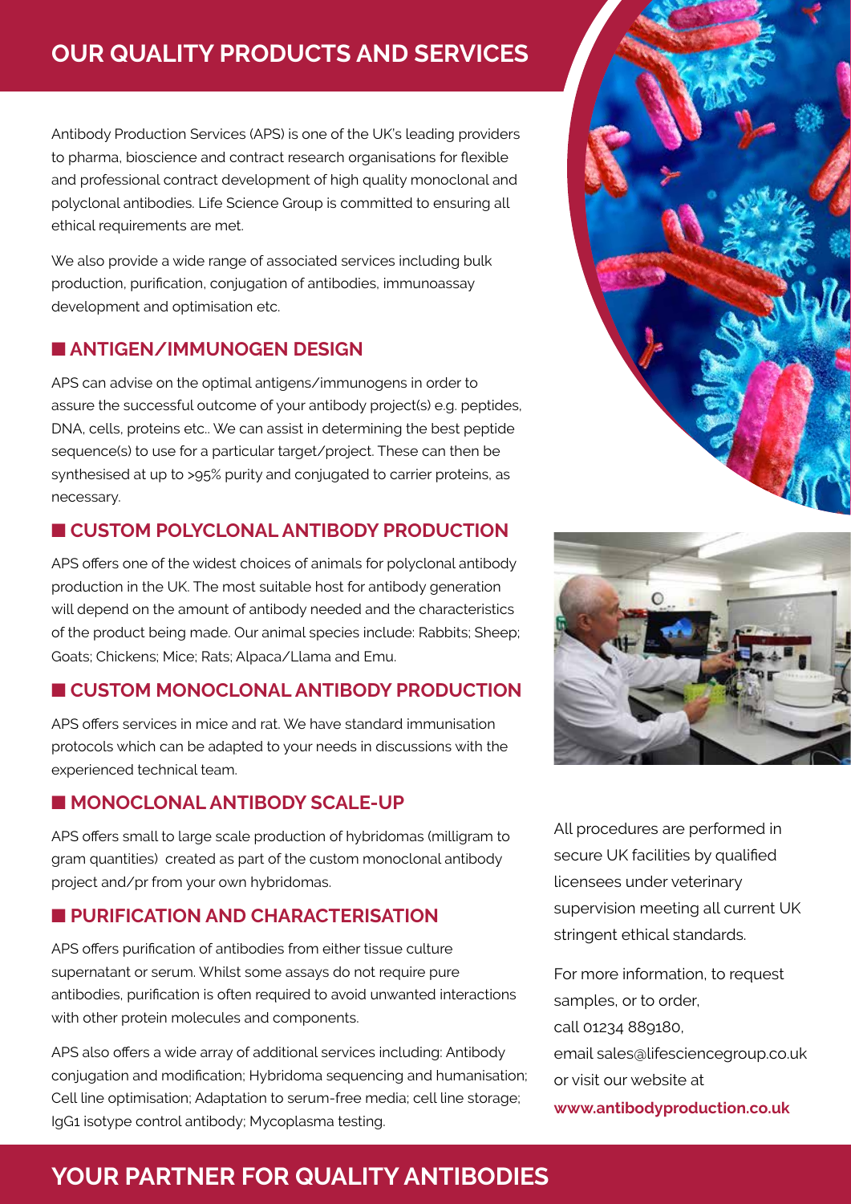# OUR QUALITY PRODUCTS AND SERVICES

Antibody Production Services (APS) is one of the UK's leading providers to pharma, bioscience and contract research organisations for flexible and professional contract development of high quality monoclonal and polyclonal antibodies. Life Science Group is committed to ensuring all ethical requirements are met.

We also provide a wide range of associated services including bulk production, purification, conjugation of antibodies, immunoassay development and optimisation etc.

## ANTIGEN/IMMUNOGEN DESIGN

APS can advise on the optimal antigens/immunogens in order to assure the successful outcome of your antibody project(s) e.g. peptides, DNA, cells, proteins etc.. We can assist in determining the best peptide sequence(s) to use for a particular target/project. These can then be synthesised at up to >95% purity and conjugated to carrier proteins, as necessary.

## CUSTOM POLYCLONAL ANTIBODY PRODUCTION

APS offers one of the widest choices of animals for polyclonal antibody production in the UK. The most suitable host for antibody generation will depend on the amount of antibody needed and the characteristics of the product being made. Our animal species include: Rabbits; Sheep; Goats; Chickens; Mice; Rats; Alpaca/Llama and Emu.

## CUSTOM MONOCLONAL ANTIBODY PRODUCTION

APS offers services in mice and rat. We have standard immunisation protocols which can be adapted to your needs in discussions with the experienced technical team.

## MONOCLONAL ANTIBODY SCALE-UP

APS offers small to large scale production of hybridomas (milligram to gram quantities) created as part of the custom monoclonal antibody project and/pr from your own hybridomas.

## PURIFICATION AND CHARACTERISATION

APS offers purification of antibodies from either tissue culture supernatant or serum. Whilst some assays do not require pure antibodies, purification is often required to avoid unwanted interactions with other protein molecules and components.

APS also offers a wide array of additional services including: Antibody conjugation and modification; Hybridoma sequencing and humanisation; Cell line optimisation; Adaptation to serum-free media; cell line storage; IgG1 isotype control antibody; Mycoplasma testing.

All procedures are performed in secure UK facilities by qualified licensees under veterinary supervision meeting all current UK stringent ethical standards.

For more information, to request samples, or to order, call 01234 889180, email sales@lifesciencegroup.co.uk or visit our website at **www.antibodyproduction.co.uk**

# YOUR PARTNER FOR QUALITY ANTIBODIES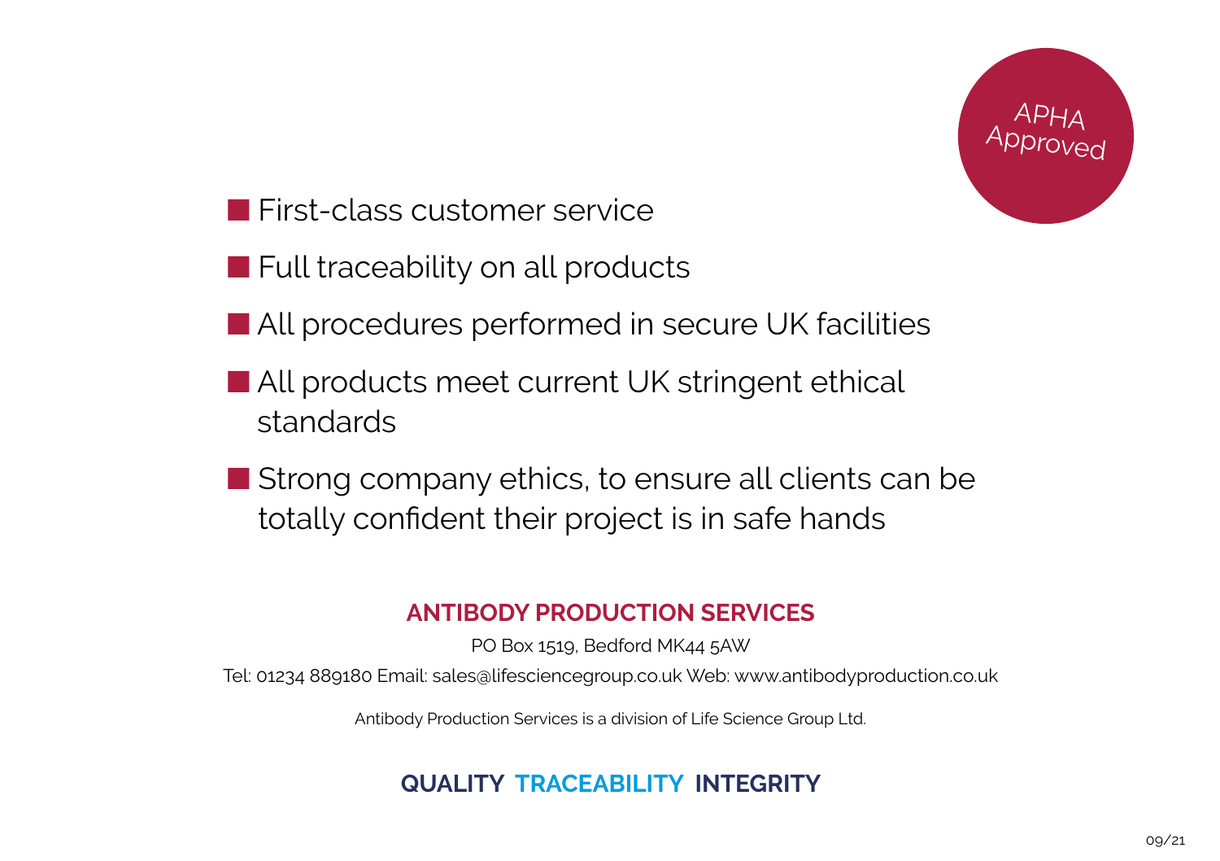APHA Approved

- First-class customer service
- Full traceability on all products
- All procedures performed in secure UK facilities
- All products meet current UK stringent ethical standards
- Strong company ethics, to ensure all clients can be totally confident their project is in safe hands

**ANTIBODY PRODUCTION SERVICES**

PO Box 1519, Bedford MK44 5AW

Tel: 01234 889180 Email: sales@lifesciencegroup.co.uk Web: www.antibodyproduction.co.uk

Antibody Production Services is a division of Life Science Group Ltd.

**QUALITY TRACEABILITY INTEGRITY**

09/21